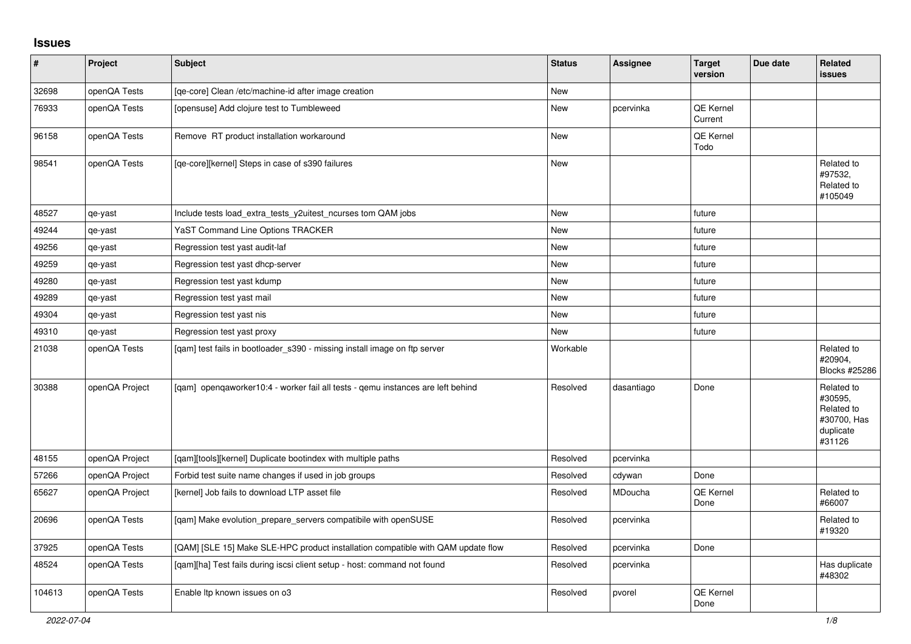## Issues

| # | Project | Subject | Status | Assignee | Target version | Due date | Related issues |
|---|---|---|---|---|---|---|---|
| 32698 | openQA Tests | [qe-core] Clean /etc/machine-id after image creation | New | | | | |
| 76933 | openQA Tests | [opensuse] Add clojure test to Tumbleweed | New | pcervinka | QE Kernel Current | | |
| 96158 | openQA Tests | Remove RT product installation workaround | New | | QE Kernel Todo | | |
| 98541 | openQA Tests | [qe-core][kernel] Steps in case of s390 failures | New | | | | Related to #97532, Related to #105049 |
| 48527 | qe-yast | Include tests load_extra_tests_y2uitest_ncurses tom QAM jobs | New | | future | | |
| 49244 | qe-yast | YaST Command Line Options TRACKER | New | | future | | |
| 49256 | qe-yast | Regression test yast audit-laf | New | | future | | |
| 49259 | qe-yast | Regression test yast dhcp-server | New | | future | | |
| 49280 | qe-yast | Regression test yast kdump | New | | future | | |
| 49289 | qe-yast | Regression test yast mail | New | | future | | |
| 49304 | qe-yast | Regression test yast nis | New | | future | | |
| 49310 | qe-yast | Regression test yast proxy | New | | future | | |
| 21038 | openQA Tests | [qam] test fails in bootloader_s390 - missing install image on ftp server | Workable | | | | Related to #20904, Blocks #25286 |
| 30388 | openQA Project | [qam] openqaworker10:4 - worker fail all tests - qemu instances are left behind | Resolved | dasantiago | Done | | Related to #30595, Related to #30700, Has duplicate #31126 |
| 48155 | openQA Project | [qam][tools][kernel] Duplicate bootindex with multiple paths | Resolved | pcervinka | | | |
| 57266 | openQA Project | Forbid test suite name changes if used in job groups | Resolved | cdywan | Done | | |
| 65627 | openQA Project | [kernel] Job fails to download LTP asset file | Resolved | MDoucha | QE Kernel Done | | Related to #66007 |
| 20696 | openQA Tests | [qam] Make evolution_prepare_servers compatibile with openSUSE | Resolved | pcervinka | | | Related to #19320 |
| 37925 | openQA Tests | [QAM] [SLE 15] Make SLE-HPC product installation compatible with QAM update flow | Resolved | pcervinka | Done | | |
| 48524 | openQA Tests | [qam][ha] Test fails during iscsi client setup - host: command not found | Resolved | pcervinka | | | Has duplicate #48302 |
| 104613 | openQA Tests | Enable ltp known issues on o3 | Resolved | pvorel | QE Kernel Done | | |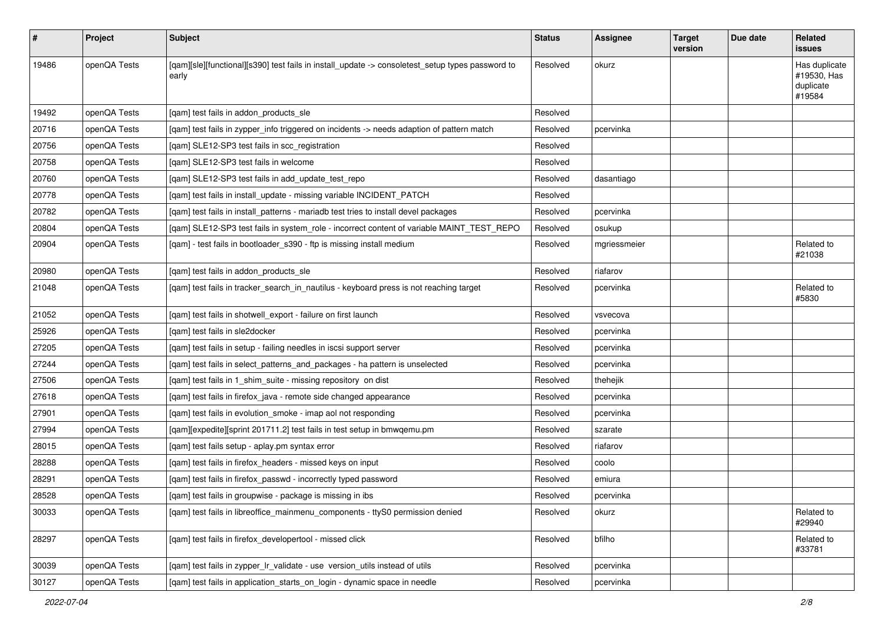| # | Project | Subject | Status | Assignee | Target version | Due date | Related issues |
|---|---|---|---|---|---|---|---|
| 19486 | openQA Tests | [qam][sle][functional][s390] test fails in install_update -> consoletest_setup types password to early | Resolved | okurz | | | Has duplicate #19530, Has duplicate #19584 |
| 19492 | openQA Tests | [qam] test fails in addon_products_sle | Resolved | | | | |
| 20716 | openQA Tests | [qam] test fails in zypper_info triggered on incidents -> needs adaption of pattern match | Resolved | pcervinka | | | |
| 20756 | openQA Tests | [qam] SLE12-SP3 test fails in scc_registration | Resolved | | | | |
| 20758 | openQA Tests | [qam] SLE12-SP3 test fails in welcome | Resolved | | | | |
| 20760 | openQA Tests | [qam] SLE12-SP3 test fails in add_update_test_repo | Resolved | dasantiago | | | |
| 20778 | openQA Tests | [qam] test fails in install_update - missing variable INCIDENT_PATCH | Resolved | | | | |
| 20782 | openQA Tests | [qam] test fails in install_patterns - mariadb test tries to install devel packages | Resolved | pcervinka | | | |
| 20804 | openQA Tests | [qam] SLE12-SP3 test fails in system_role - incorrect content of variable MAINT_TEST_REPO | Resolved | osukup | | | |
| 20904 | openQA Tests | [qam] - test fails in bootloader_s390 - ftp is missing install medium | Resolved | mgriessmeier | | | Related to #21038 |
| 20980 | openQA Tests | [qam] test fails in addon_products_sle | Resolved | riafarov | | | |
| 21048 | openQA Tests | [qam] test fails in tracker_search_in_nautilus - keyboard press is not reaching target | Resolved | pcervinka | | | Related to #5830 |
| 21052 | openQA Tests | [qam] test fails in shotwell_export - failure on first launch | Resolved | vsvecova | | | |
| 25926 | openQA Tests | [qam] test fails in sle2docker | Resolved | pcervinka | | | |
| 27205 | openQA Tests | [qam] test fails in setup - failing needles in iscsi support server | Resolved | pcervinka | | | |
| 27244 | openQA Tests | [qam] test fails in select_patterns_and_packages - ha pattern is unselected | Resolved | pcervinka | | | |
| 27506 | openQA Tests | [qam] test fails in 1_shim_suite - missing repository on dist | Resolved | thehejik | | | |
| 27618 | openQA Tests | [qam] test fails in firefox_java - remote side changed appearance | Resolved | pcervinka | | | |
| 27901 | openQA Tests | [qam] test fails in evolution_smoke - imap aol not responding | Resolved | pcervinka | | | |
| 27994 | openQA Tests | [qam][expedite][sprint 201711.2] test fails in test setup in bmwqemu.pm | Resolved | szarate | | | |
| 28015 | openQA Tests | [qam] test fails setup - aplay.pm syntax error | Resolved | riafarov | | | |
| 28288 | openQA Tests | [qam] test fails in firefox_headers - missed keys on input | Resolved | coolo | | | |
| 28291 | openQA Tests | [qam] test fails in firefox_passwd - incorrectly typed password | Resolved | emiura | | | |
| 28528 | openQA Tests | [qam] test fails in groupwise - package is missing in ibs | Resolved | pcervinka | | | |
| 30033 | openQA Tests | [qam] test fails in libreoffice_mainmenu_components - ttyS0 permission denied | Resolved | okurz | | | Related to #29940 |
| 28297 | openQA Tests | [qam] test fails in firefox_developertool - missed click | Resolved | bfilho | | | Related to #33781 |
| 30039 | openQA Tests | [qam] test fails in zypper_lr_validate - use version_utils instead of utils | Resolved | pcervinka | | | |
| 30127 | openQA Tests | [qam] test fails in application_starts_on_login - dynamic space in needle | Resolved | pcervinka | | | |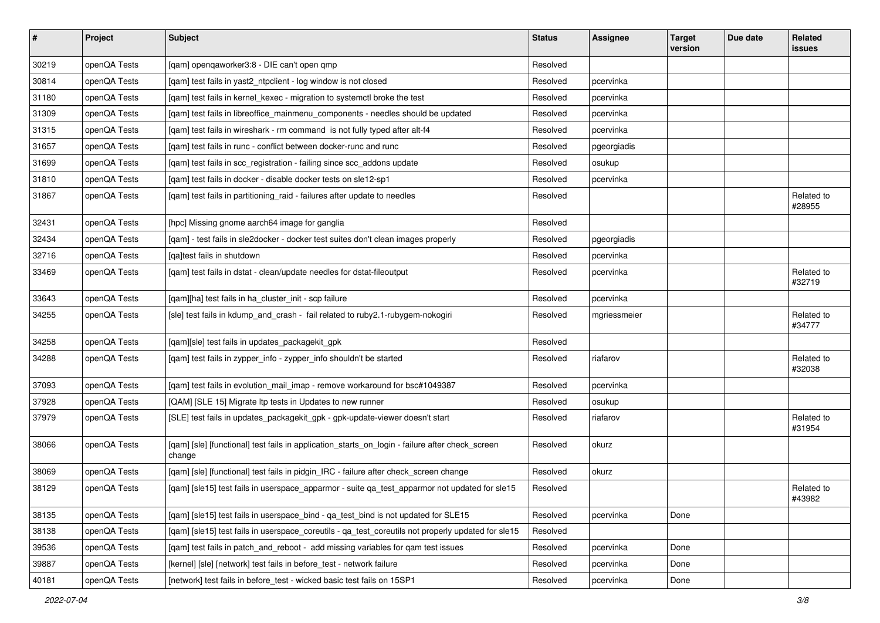| # | Project | Subject | Status | Assignee | Target version | Due date | Related issues |
|---|---|---|---|---|---|---|---|
| 30219 | openQA Tests | [qam] openqaworker3:8 - DIE can't open qmp | Resolved | | | | |
| 30814 | openQA Tests | [qam] test fails in yast2_ntpclient - log window is not closed | Resolved | pcervinka | | | |
| 31180 | openQA Tests | [qam] test fails in kernel_kexec - migration to systemctl broke the test | Resolved | pcervinka | | | |
| 31309 | openQA Tests | [qam] test fails in libreoffice_mainmenu_components - needles should be updated | Resolved | pcervinka | | | |
| 31315 | openQA Tests | [qam] test fails in wireshark - rm command is not fully typed after alt-f4 | Resolved | pcervinka | | | |
| 31657 | openQA Tests | [qam] test fails in runc - conflict between docker-runc and runc | Resolved | pgeorgiadis | | | |
| 31699 | openQA Tests | [qam] test fails in scc_registration - failing since scc_addons update | Resolved | osukup | | | |
| 31810 | openQA Tests | [qam] test fails in docker - disable docker tests on sle12-sp1 | Resolved | pcervinka | | | |
| 31867 | openQA Tests | [qam] test fails in partitioning_raid - failures after update to needles | Resolved | | | | Related to #28955 |
| 32431 | openQA Tests | [hpc] Missing gnome aarch64 image for ganglia | Resolved | | | | |
| 32434 | openQA Tests | [qam] - test fails in sle2docker - docker test suites don't clean images properly | Resolved | pgeorgiadis | | | |
| 32716 | openQA Tests | [qa]test fails in shutdown | Resolved | pcervinka | | | |
| 33469 | openQA Tests | [qam] test fails in dstat - clean/update needles for dstat-fileoutput | Resolved | pcervinka | | | Related to #32719 |
| 33643 | openQA Tests | [qam][ha] test fails in ha_cluster_init - scp failure | Resolved | pcervinka | | | |
| 34255 | openQA Tests | [sle] test fails in kdump_and_crash - fail related to ruby2.1-rubygem-nokogiri | Resolved | mgriessmeier | | | Related to #34777 |
| 34258 | openQA Tests | [qam][sle] test fails in updates_packagekit_gpk | Resolved | | | | |
| 34288 | openQA Tests | [qam] test fails in zypper_info - zypper_info shouldn't be started | Resolved | riafarov | | | Related to #32038 |
| 37093 | openQA Tests | [qam] test fails in evolution_mail_imap - remove workaround for bsc#1049387 | Resolved | pcervinka | | | |
| 37928 | openQA Tests | [QAM] [SLE 15] Migrate ltp tests in Updates to new runner | Resolved | osukup | | | |
| 37979 | openQA Tests | [SLE] test fails in updates_packagekit_gpk - gpk-update-viewer doesn't start | Resolved | riafarov | | | Related to #31954 |
| 38066 | openQA Tests | [qam] [sle] [functional] test fails in application_starts_on_login - failure after check_screen change | Resolved | okurz | | | |
| 38069 | openQA Tests | [qam] [sle] [functional] test fails in pidgin_IRC - failure after check_screen change | Resolved | okurz | | | |
| 38129 | openQA Tests | [qam] [sle15] test fails in userspace_apparmor - suite qa_test_apparmor not updated for sle15 | Resolved | | | | Related to #43982 |
| 38135 | openQA Tests | [qam] [sle15] test fails in userspace_bind - qa_test_bind is not updated for SLE15 | Resolved | pcervinka | Done | | |
| 38138 | openQA Tests | [qam] [sle15] test fails in userspace_coreutils - qa_test_coreutils not properly updated for sle15 | Resolved | | | | |
| 39536 | openQA Tests | [qam] test fails in patch_and_reboot - add missing variables for qam test issues | Resolved | pcervinka | Done | | |
| 39887 | openQA Tests | [kernel] [sle] [network] test fails in before_test - network failure | Resolved | pcervinka | Done | | |
| 40181 | openQA Tests | [network] test fails in before_test - wicked basic test fails on 15SP1 | Resolved | pcervinka | Done | | |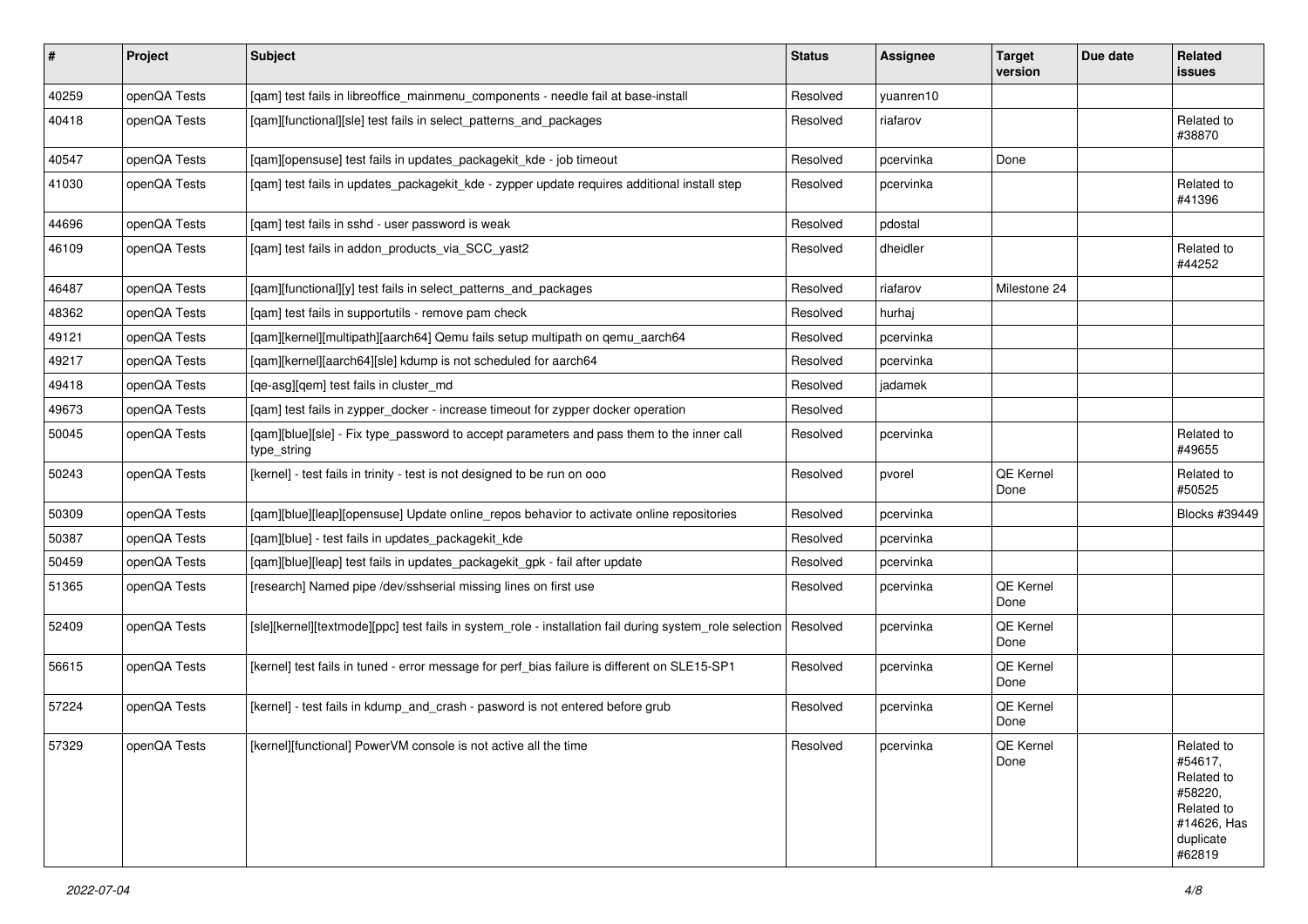| # | Project | Subject | Status | Assignee | Target version | Due date | Related issues |
|---|---|---|---|---|---|---|---|
| 40259 | openQA Tests | [qam] test fails in libreoffice_mainmenu_components - needle fail at base-install | Resolved | yuanren10 | | | |
| 40418 | openQA Tests | [qam][functional][sle] test fails in select_patterns_and_packages | Resolved | riafarov | | | Related to #38870 |
| 40547 | openQA Tests | [qam][opensuse] test fails in updates_packagekit_kde - job timeout | Resolved | pcervinka | Done | | |
| 41030 | openQA Tests | [qam] test fails in updates_packagekit_kde - zypper update requires additional install step | Resolved | pcervinka | | | Related to #41396 |
| 44696 | openQA Tests | [qam] test fails in sshd - user password is weak | Resolved | pdostal | | | |
| 46109 | openQA Tests | [qam] test fails in addon_products_via_SCC_yast2 | Resolved | dheidler | | | Related to #44252 |
| 46487 | openQA Tests | [qam][functional][y] test fails in select_patterns_and_packages | Resolved | riafarov | Milestone 24 | | |
| 48362 | openQA Tests | [qam] test fails in supportutils - remove pam check | Resolved | hurhaj | | | |
| 49121 | openQA Tests | [qam][kernel][multipath][aarch64] Qemu fails setup multipath on qemu_aarch64 | Resolved | pcervinka | | | |
| 49217 | openQA Tests | [qam][kernel][aarch64][sle] kdump is not scheduled for aarch64 | Resolved | pcervinka | | | |
| 49418 | openQA Tests | [qe-asg][qem] test fails in cluster_md | Resolved | jadamek | | | |
| 49673 | openQA Tests | [qam] test fails in zypper_docker - increase timeout for zypper docker operation | Resolved | | | | |
| 50045 | openQA Tests | [qam][blue][sle] - Fix type_password to accept parameters and pass them to the inner call type_string | Resolved | pcervinka | | | Related to #49655 |
| 50243 | openQA Tests | [kernel] - test fails in trinity - test is not designed to be run on ooo | Resolved | pvorel | QE Kernel Done | | Related to #50525 |
| 50309 | openQA Tests | [qam][blue][leap][opensuse] Update online_repos behavior to activate online repositories | Resolved | pcervinka | | | Blocks #39449 |
| 50387 | openQA Tests | [qam][blue] - test fails in updates_packagekit_kde | Resolved | pcervinka | | | |
| 50459 | openQA Tests | [qam][blue][leap] test fails in updates_packagekit_gpk - fail after update | Resolved | pcervinka | | | |
| 51365 | openQA Tests | [research] Named pipe /dev/sshserial missing lines on first use | Resolved | pcervinka | QE Kernel Done | | |
| 52409 | openQA Tests | [sle][kernel][textmode][ppc] test fails in system_role - installation fail during system_role selection | Resolved | pcervinka | QE Kernel Done | | |
| 56615 | openQA Tests | [kernel] test fails in tuned - error message for perf_bias failure is different on SLE15-SP1 | Resolved | pcervinka | QE Kernel Done | | |
| 57224 | openQA Tests | [kernel] - test fails in kdump_and_crash - pasword is not entered before grub | Resolved | pcervinka | QE Kernel Done | | |
| 57329 | openQA Tests | [kernel][functional] PowerVM console is not active all the time | Resolved | pcervinka | QE Kernel Done | | Related to #54617, Related to #58220, Related to #14626, Has duplicate #62819 |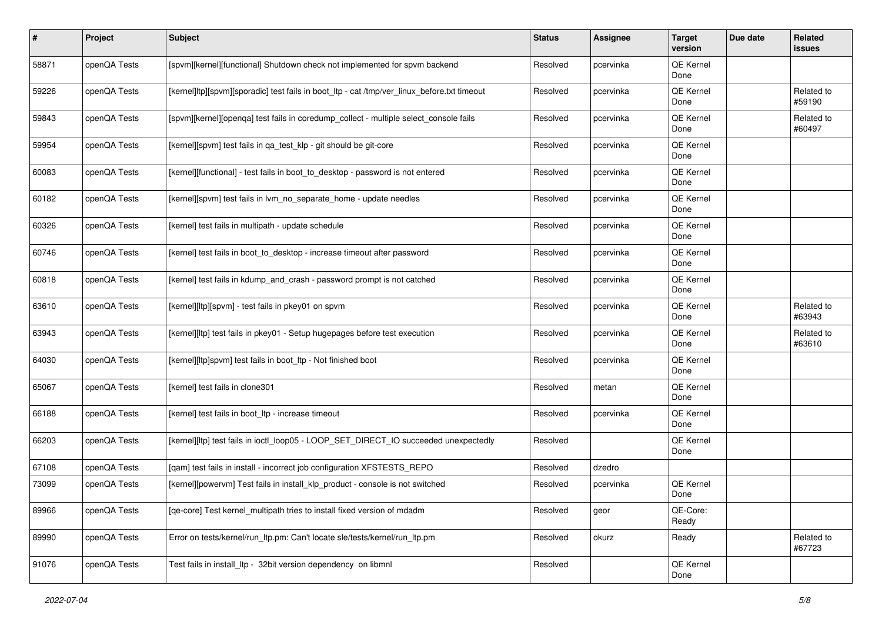| # | Project | Subject | Status | Assignee | Target version | Due date | Related issues |
|---|---|---|---|---|---|---|---|
| 58871 | openQA Tests | [spvm][kernel][functional] Shutdown check not implemented for spvm backend | Resolved | pcervinka | QE Kernel Done | | |
| 59226 | openQA Tests | [kernel]ltp][spvm][sporadic] test fails in boot_ltp - cat /tmp/ver_linux_before.txt timeout | Resolved | pcervinka | QE Kernel Done | | Related to #59190 |
| 59843 | openQA Tests | [spvm][kernel][openqa] test fails in coredump_collect - multiple select_console fails | Resolved | pcervinka | QE Kernel Done | | Related to #60497 |
| 59954 | openQA Tests | [kernel][spvm] test fails in qa_test_klp - git should be git-core | Resolved | pcervinka | QE Kernel Done | | |
| 60083 | openQA Tests | [kernel][functional] - test fails in boot_to_desktop - password is not entered | Resolved | pcervinka | QE Kernel Done | | |
| 60182 | openQA Tests | [kernel][spvm] test fails in lvm_no_separate_home - update needles | Resolved | pcervinka | QE Kernel Done | | |
| 60326 | openQA Tests | [kernel] test fails in multipath - update schedule | Resolved | pcervinka | QE Kernel Done | | |
| 60746 | openQA Tests | [kernel] test fails in boot_to_desktop - increase timeout after password | Resolved | pcervinka | QE Kernel Done | | |
| 60818 | openQA Tests | [kernel] test fails in kdump_and_crash - password prompt is not catched | Resolved | pcervinka | QE Kernel Done | | |
| 63610 | openQA Tests | [kernel][ltp][spvm] - test fails in pkey01 on spvm | Resolved | pcervinka | QE Kernel Done | | Related to #63943 |
| 63943 | openQA Tests | [kernel][ltp] test fails in pkey01 - Setup hugepages before test execution | Resolved | pcervinka | QE Kernel Done | | Related to #63610 |
| 64030 | openQA Tests | [kernel][ltp]spvm] test fails in boot_ltp - Not finished boot | Resolved | pcervinka | QE Kernel Done | | |
| 65067 | openQA Tests | [kernel] test fails in clone301 | Resolved | metan | QE Kernel Done | | |
| 66188 | openQA Tests | [kernel] test fails in boot_ltp - increase timeout | Resolved | pcervinka | QE Kernel Done | | |
| 66203 | openQA Tests | [kernel][ltp] test fails in ioctl_loop05 - LOOP_SET_DIRECT_IO succeeded unexpectedly | Resolved | | QE Kernel Done | | |
| 67108 | openQA Tests | [qam] test fails in install - incorrect job configuration XFSTESTS_REPO | Resolved | dzedro | | | |
| 73099 | openQA Tests | [kernel][powervm] Test fails in install_klp_product - console is not switched | Resolved | pcervinka | QE Kernel Done | | |
| 89966 | openQA Tests | [qe-core] Test kernel_multipath tries to install fixed version of mdadm | Resolved | geor | QE-Core: Ready | | |
| 89990 | openQA Tests | Error on tests/kernel/run_ltp.pm: Can't locate sle/tests/kernel/run_ltp.pm | Resolved | okurz | Ready | | Related to #67723 |
| 91076 | openQA Tests | Test fails in install_ltp - 32bit version dependency on libmnl | Resolved | | QE Kernel Done | | |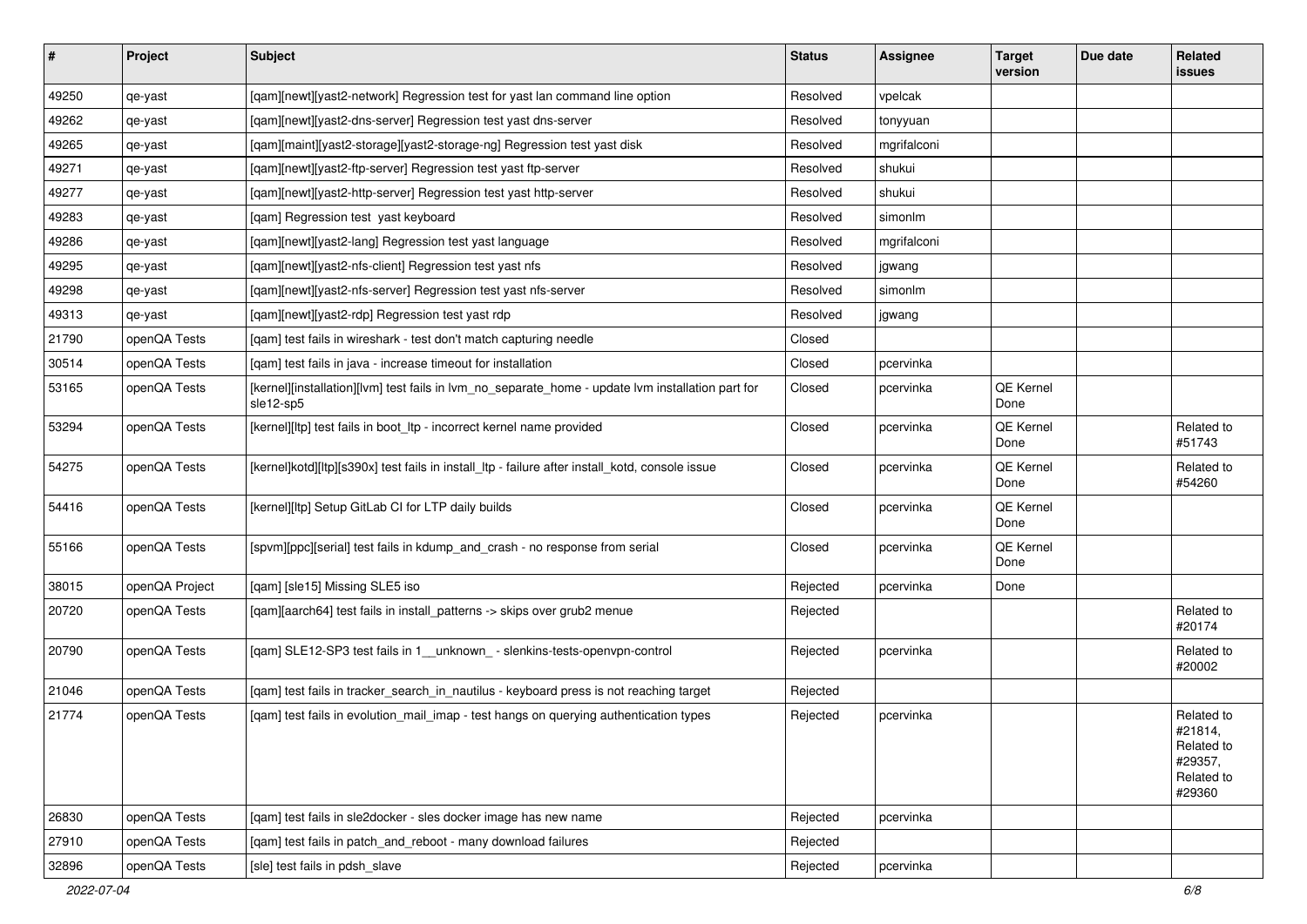| # | Project | Subject | Status | Assignee | Target version | Due date | Related issues |
|---|---|---|---|---|---|---|---|
| 49250 | qe-yast | [qam][newt][yast2-network] Regression test for yast lan command line option | Resolved | vpelcak | | | |
| 49262 | qe-yast | [qam][newt][yast2-dns-server] Regression test yast dns-server | Resolved | tonyyuan | | | |
| 49265 | qe-yast | [qam][maint][yast2-storage][yast2-storage-ng] Regression test yast disk | Resolved | mgrifalconi | | | |
| 49271 | qe-yast | [qam][newt][yast2-ftp-server] Regression test yast ftp-server | Resolved | shukui | | | |
| 49277 | qe-yast | [qam][newt][yast2-http-server] Regression test yast http-server | Resolved | shukui | | | |
| 49283 | qe-yast | [qam] Regression test yast keyboard | Resolved | simonlm | | | |
| 49286 | qe-yast | [qam][newt][yast2-lang] Regression test yast language | Resolved | mgrifalconi | | | |
| 49295 | qe-yast | [qam][newt][yast2-nfs-client] Regression test yast nfs | Resolved | jgwang | | | |
| 49298 | qe-yast | [qam][newt][yast2-nfs-server] Regression test yast nfs-server | Resolved | simonlm | | | |
| 49313 | qe-yast | [qam][newt][yast2-rdp] Regression test yast rdp | Resolved | jgwang | | | |
| 21790 | openQA Tests | [qam] test fails in wireshark - test don't match capturing needle | Closed | | | | |
| 30514 | openQA Tests | [qam] test fails in java - increase timeout for installation | Closed | pcervinka | | | |
| 53165 | openQA Tests | [kernel][installation][lvm] test fails in lvm_no_separate_home - update lvm installation part for sle12-sp5 | Closed | pcervinka | QE Kernel Done | | |
| 53294 | openQA Tests | [kernel][ltp] test fails in boot_ltp - incorrect kernel name provided | Closed | pcervinka | QE Kernel Done | | Related to #51743 |
| 54275 | openQA Tests | [kernel]kotd][ltp][s390x] test fails in install_ltp - failure after install_kotd, console issue | Closed | pcervinka | QE Kernel Done | | Related to #54260 |
| 54416 | openQA Tests | [kernel][ltp] Setup GitLab CI for LTP daily builds | Closed | pcervinka | QE Kernel Done | | |
| 55166 | openQA Tests | [spvm][ppc][serial] test fails in kdump_and_crash - no response from serial | Closed | pcervinka | QE Kernel Done | | |
| 38015 | openQA Project | [qam] [sle15] Missing SLE5 iso | Rejected | pcervinka | Done | | |
| 20720 | openQA Tests | [qam][aarch64] test fails in install_patterns -> skips over grub2 menue | Rejected | | | | Related to #20174 |
| 20790 | openQA Tests | [qam] SLE12-SP3 test fails in 1__unknown_ - slenkins-tests-openvpn-control | Rejected | pcervinka | | | Related to #20002 |
| 21046 | openQA Tests | [qam] test fails in tracker_search_in_nautilus - keyboard press is not reaching target | Rejected | | | | |
| 21774 | openQA Tests | [qam] test fails in evolution_mail_imap - test hangs on querying authentication types | Rejected | pcervinka | | | Related to #21814, Related to #29357, Related to #29360 |
| 26830 | openQA Tests | [qam] test fails in sle2docker - sles docker image has new name | Rejected | pcervinka | | | |
| 27910 | openQA Tests | [qam] test fails in patch_and_reboot - many download failures | Rejected | | | | |
| 32896 | openQA Tests | [sle] test fails in pdsh_slave | Rejected | pcervinka | | | |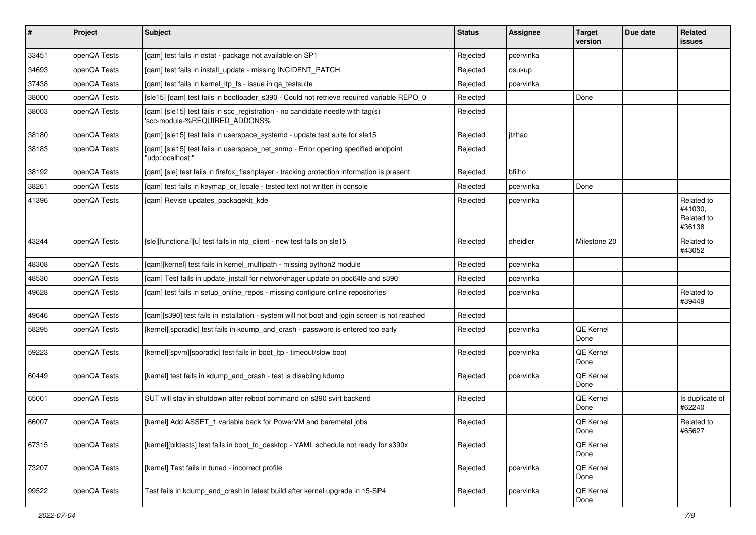| # | Project | Subject | Status | Assignee | Target version | Due date | Related issues |
|---|---|---|---|---|---|---|---|
| 33451 | openQA Tests | [qam] test fails in dstat - package not available on SP1 | Rejected | pcervinka | | | |
| 34693 | openQA Tests | [qam] test fails in install_update - missing INCIDENT_PATCH | Rejected | osukup | | | |
| 37438 | openQA Tests | [qam] test fails in kernel_ltp_fs - issue in qa_testsuite | Rejected | pcervinka | | | |
| 38000 | openQA Tests | [sle15] [qam] test fails in bootloader_s390 - Could not retrieve required variable REPO_0 | Rejected | | Done | | |
| 38003 | openQA Tests | [qam] [sle15] test fails in scc_registration - no candidate needle with tag(s) 'scc-module-%REQUIRED_ADDONS% | Rejected | | | | |
| 38180 | openQA Tests | [qam] [sle15] test fails in userspace_systemd - update test suite for sle15 | Rejected | jtzhao | | | |
| 38183 | openQA Tests | [qam] [sle15] test fails in userspace_net_snmp - Error opening specified endpoint "udp:localhost:" | Rejected | | | | |
| 38192 | openQA Tests | [qam] [sle] test fails in firefox_flashplayer - tracking protection information is present | Rejected | bfilho | | | |
| 38261 | openQA Tests | [qam] test fails in keymap_or_locale - tested text not written in console | Rejected | pcervinka | Done | | |
| 41396 | openQA Tests | [qam] Revise updates_packagekit_kde | Rejected | pcervinka | | | Related to #41030, Related to #36138 |
| 43244 | openQA Tests | [sle][functional][u] test fails in ntp_client - new test fails on sle15 | Rejected | dheidler | Milestone 20 | | Related to #43052 |
| 48308 | openQA Tests | [qam][kernel] test fails in kernel_multipath - missing python2 module | Rejected | pcervinka | | | |
| 48530 | openQA Tests | [qam] Test fails in update_install for networkmager update on ppc64le and s390 | Rejected | pcervinka | | | |
| 49628 | openQA Tests | [qam] test fails in setup_online_repos - missing configure online repositories | Rejected | pcervinka | | | Related to #39449 |
| 49646 | openQA Tests | [qam][s390] test fails in installation - system will not boot and login screen is not reached | Rejected | | | | |
| 58295 | openQA Tests | [kernel][sporadic] test fails in kdump_and_crash - password is entered too early | Rejected | pcervinka | QE Kernel Done | | |
| 59223 | openQA Tests | [kernel][spvm][sporadic] test fails in boot_ltp - timeout/slow boot | Rejected | pcervinka | QE Kernel Done | | |
| 60449 | openQA Tests | [kernel] test fails in kdump_and_crash - test is disabling kdump | Rejected | pcervinka | QE Kernel Done | | |
| 65001 | openQA Tests | SUT will stay in shutdown after reboot command on s390 svirt backend | Rejected | | QE Kernel Done | | Is duplicate of #62240 |
| 66007 | openQA Tests | [kernel] Add ASSET_1 variable back for PowerVM and baremetal jobs | Rejected | | QE Kernel Done | | Related to #65627 |
| 67315 | openQA Tests | [kernel][blktests] test fails in boot_to_desktop - YAML schedule not ready for s390x | Rejected | | QE Kernel Done | | |
| 73207 | openQA Tests | [kernel] Test fails in tuned - incorrect profile | Rejected | pcervinka | QE Kernel Done | | |
| 99522 | openQA Tests | Test fails in kdump_and_crash in latest build after kernel upgrade in 15-SP4 | Rejected | pcervinka | QE Kernel Done | | |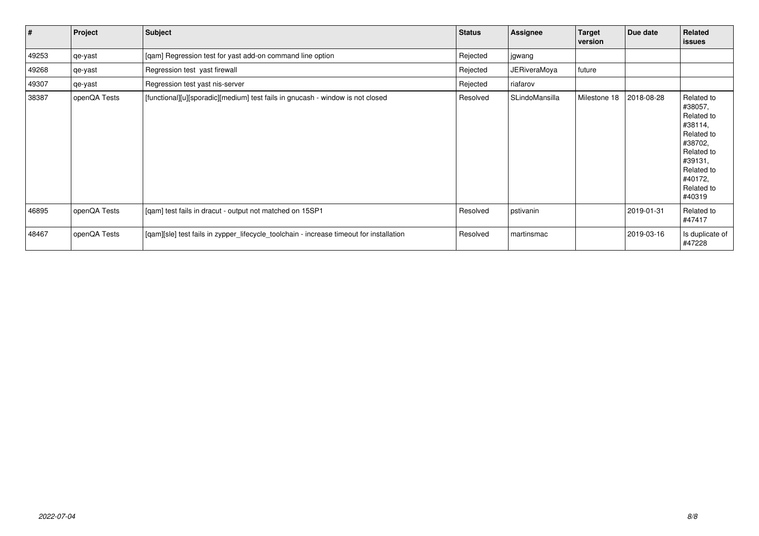| # | Project | Subject | Status | Assignee | Target version | Due date | Related issues |
|---|---|---|---|---|---|---|---|
| 49253 | qe-yast | [qam] Regression test for yast add-on command line option | Rejected | jgwang | | | |
| 49268 | qe-yast | Regression test  yast firewall | Rejected | JERiveraMoya | future | | |
| 49307 | qe-yast | Regression test yast nis-server | Rejected | riafarov | | | |
| 38387 | openQA Tests | [functional][u][sporadic][medium] test fails in gnucash - window is not closed | Resolved | SLindoMansilla | Milestone 18 | 2018-08-28 | Related to #38057, Related to #38114, Related to #38702, Related to #39131, Related to #40172, Related to #40319 |
| 46895 | openQA Tests | [qam] test fails in dracut - output not matched on 15SP1 | Resolved | pstivanin | | 2019-01-31 | Related to #47417 |
| 48467 | openQA Tests | [qam][sle] test fails in zypper_lifecycle_toolchain - increase timeout for installation | Resolved | martinsmac | | 2019-03-16 | Is duplicate of #47228 |

*2022-07-04*